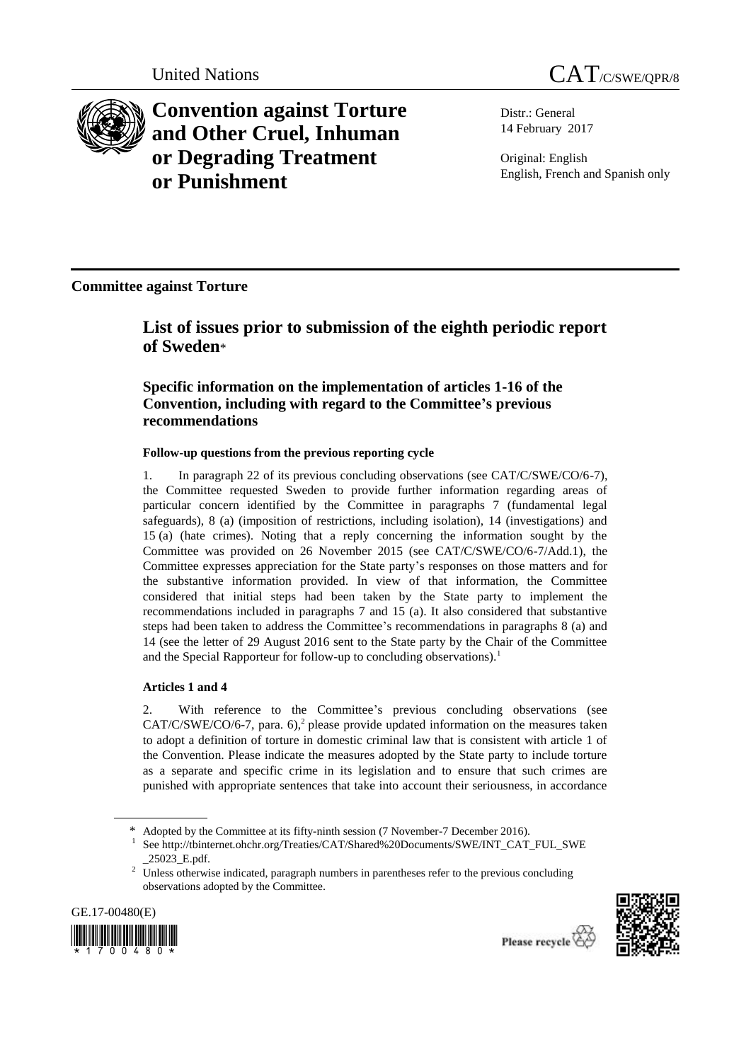United Nations CAT/C/SWE/QPR/8

# Convention against Torture and Other Cruel, Inhuman or Degrading Treatment or Punishment

Distr.: General
14 February 2017

Original: English
English, French and Spanish only

## Committee against Torture

## List of issues prior to submission of the eighth periodic report of Sweden*

### Specific information on the implementation of articles 1-16 of the Convention, including with regard to the Committee's previous recommendations

#### Follow-up questions from the previous reporting cycle

1. In paragraph 22 of its previous concluding observations (see CAT/C/SWE/CO/6-7), the Committee requested Sweden to provide further information regarding areas of particular concern identified by the Committee in paragraphs 7 (fundamental legal safeguards), 8 (a) (imposition of restrictions, including isolation), 14 (investigations) and 15 (a) (hate crimes). Noting that a reply concerning the information sought by the Committee was provided on 26 November 2015 (see CAT/C/SWE/CO/6-7/Add.1), the Committee expresses appreciation for the State party's responses on those matters and for the substantive information provided. In view of that information, the Committee considered that initial steps had been taken by the State party to implement the recommendations included in paragraphs 7 and 15 (a). It also considered that substantive steps had been taken to address the Committee's recommendations in paragraphs 8 (a) and 14 (see the letter of 29 August 2016 sent to the State party by the Chair of the Committee and the Special Rapporteur for follow-up to concluding observations).[1]

#### Articles 1 and 4

2. With reference to the Committee's previous concluding observations (see CAT/C/SWE/CO/6-7, para. 6),[2] please provide updated information on the measures taken to adopt a definition of torture in domestic criminal law that is consistent with article 1 of the Convention. Please indicate the measures adopted by the State party to include torture as a separate and specific crime in its legislation and to ensure that such crimes are punished with appropriate sentences that take into account their seriousness, in accordance

---

\* Adopted by the Committee at its fifty-ninth session (7 November-7 December 2016).

[1] See http://tbinternet.ohchr.org/Treaties/CAT/Shared%20Documents/SWE/INT_CAT_FUL_SWE_25023_E.pdf.

[2] Unless otherwise indicated, paragraph numbers in parentheses refer to the previous concluding observations adopted by the Committee.

GE.17-00480(E)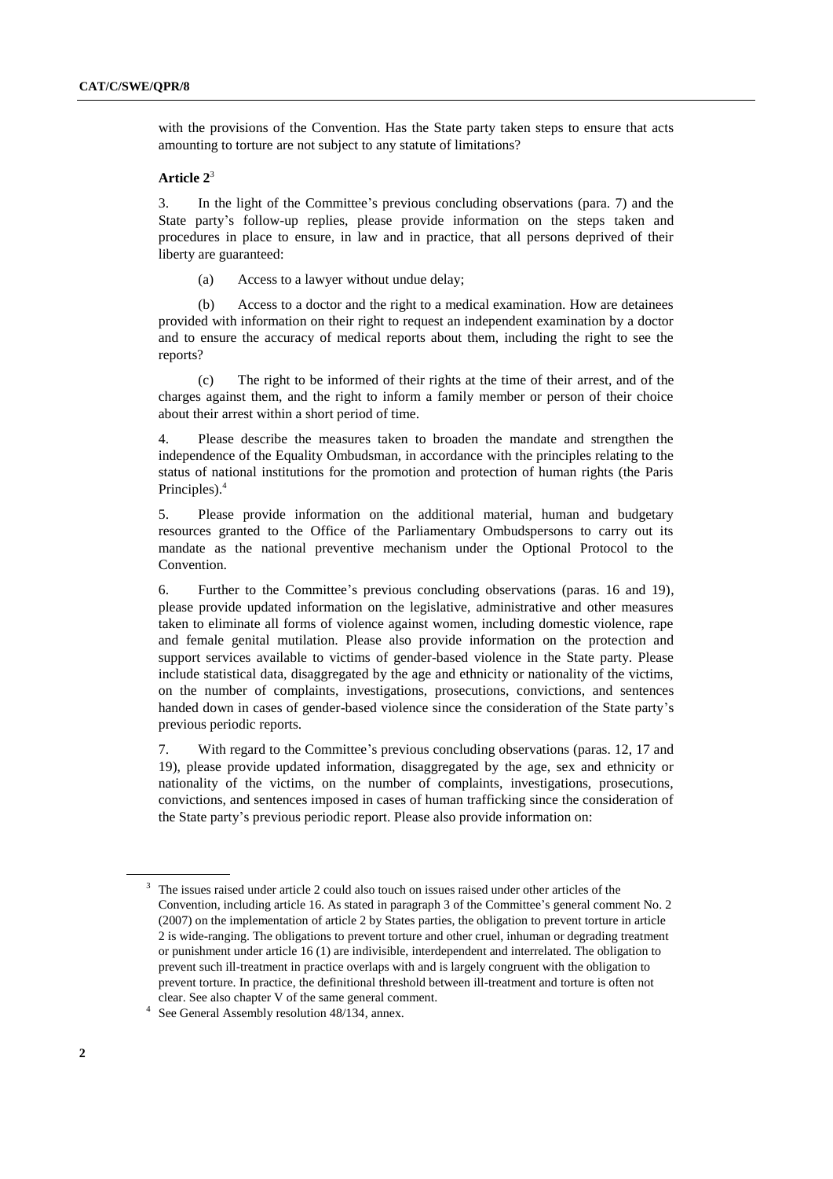with the provisions of the Convention. Has the State party taken steps to ensure that acts amounting to torture are not subject to any statute of limitations?

**Article 2**[3]

3. In the light of the Committee's previous concluding observations (para. 7) and the State party's follow-up replies, please provide information on the steps taken and procedures in place to ensure, in law and in practice, that all persons deprived of their liberty are guaranteed:

(a) Access to a lawyer without undue delay;

(b) Access to a doctor and the right to a medical examination. How are detainees provided with information on their right to request an independent examination by a doctor and to ensure the accuracy of medical reports about them, including the right to see the reports?

(c) The right to be informed of their rights at the time of their arrest, and of the charges against them, and the right to inform a family member or person of their choice about their arrest within a short period of time.

4. Please describe the measures taken to broaden the mandate and strengthen the independence of the Equality Ombudsman, in accordance with the principles relating to the status of national institutions for the promotion and protection of human rights (the Paris Principles).[4]

5. Please provide information on the additional material, human and budgetary resources granted to the Office of the Parliamentary Ombudspersons to carry out its mandate as the national preventive mechanism under the Optional Protocol to the Convention.

6. Further to the Committee's previous concluding observations (paras. 16 and 19), please provide updated information on the legislative, administrative and other measures taken to eliminate all forms of violence against women, including domestic violence, rape and female genital mutilation. Please also provide information on the protection and support services available to victims of gender-based violence in the State party. Please include statistical data, disaggregated by the age and ethnicity or nationality of the victims, on the number of complaints, investigations, prosecutions, convictions, and sentences handed down in cases of gender-based violence since the consideration of the State party's previous periodic reports.

7. With regard to the Committee's previous concluding observations (paras. 12, 17 and 19), please provide updated information, disaggregated by the age, sex and ethnicity or nationality of the victims, on the number of complaints, investigations, prosecutions, convictions, and sentences imposed in cases of human trafficking since the consideration of the State party's previous periodic report. Please also provide information on:

---

[3] The issues raised under article 2 could also touch on issues raised under other articles of the Convention, including article 16. As stated in paragraph 3 of the Committee's general comment No. 2 (2007) on the implementation of article 2 by States parties, the obligation to prevent torture in article 2 is wide-ranging. The obligations to prevent torture and other cruel, inhuman or degrading treatment or punishment under article 16 (1) are indivisible, interdependent and interrelated. The obligation to prevent such ill-treatment in practice overlaps with and is largely congruent with the obligation to prevent torture. In practice, the definitional threshold between ill-treatment and torture is often not clear. See also chapter V of the same general comment.

[4] See General Assembly resolution 48/134, annex.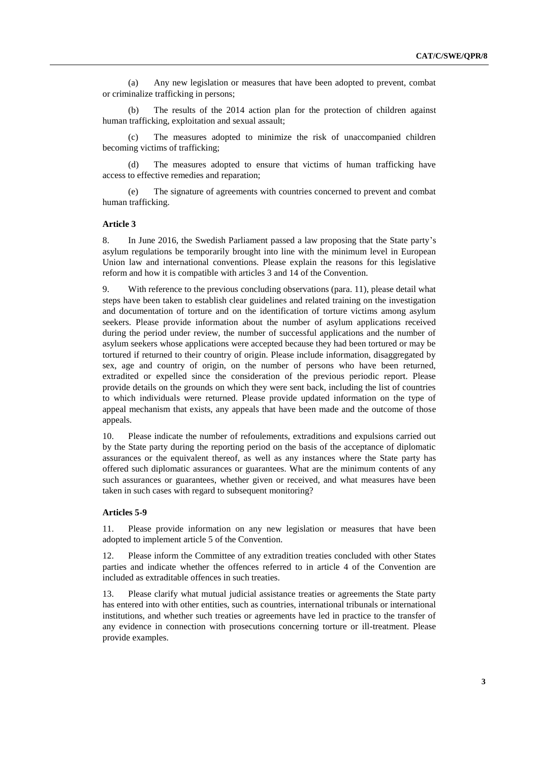(a) Any new legislation or measures that have been adopted to prevent, combat or criminalize trafficking in persons;

(b) The results of the 2014 action plan for the protection of children against human trafficking, exploitation and sexual assault;

(c) The measures adopted to minimize the risk of unaccompanied children becoming victims of trafficking;

(d) The measures adopted to ensure that victims of human trafficking have access to effective remedies and reparation;

(e) The signature of agreements with countries concerned to prevent and combat human trafficking.

### Article 3

8. In June 2016, the Swedish Parliament passed a law proposing that the State party's asylum regulations be temporarily brought into line with the minimum level in European Union law and international conventions. Please explain the reasons for this legislative reform and how it is compatible with articles 3 and 14 of the Convention.

9. With reference to the previous concluding observations (para. 11), please detail what steps have been taken to establish clear guidelines and related training on the investigation and documentation of torture and on the identification of torture victims among asylum seekers. Please provide information about the number of asylum applications received during the period under review, the number of successful applications and the number of asylum seekers whose applications were accepted because they had been tortured or may be tortured if returned to their country of origin. Please include information, disaggregated by sex, age and country of origin, on the number of persons who have been returned, extradited or expelled since the consideration of the previous periodic report. Please provide details on the grounds on which they were sent back, including the list of countries to which individuals were returned. Please provide updated information on the type of appeal mechanism that exists, any appeals that have been made and the outcome of those appeals.

10. Please indicate the number of refoulements, extraditions and expulsions carried out by the State party during the reporting period on the basis of the acceptance of diplomatic assurances or the equivalent thereof, as well as any instances where the State party has offered such diplomatic assurances or guarantees. What are the minimum contents of any such assurances or guarantees, whether given or received, and what measures have been taken in such cases with regard to subsequent monitoring?

### Articles 5-9

11. Please provide information on any new legislation or measures that have been adopted to implement article 5 of the Convention.

12. Please inform the Committee of any extradition treaties concluded with other States parties and indicate whether the offences referred to in article 4 of the Convention are included as extraditable offences in such treaties.

13. Please clarify what mutual judicial assistance treaties or agreements the State party has entered into with other entities, such as countries, international tribunals or international institutions, and whether such treaties or agreements have led in practice to the transfer of any evidence in connection with prosecutions concerning torture or ill-treatment. Please provide examples.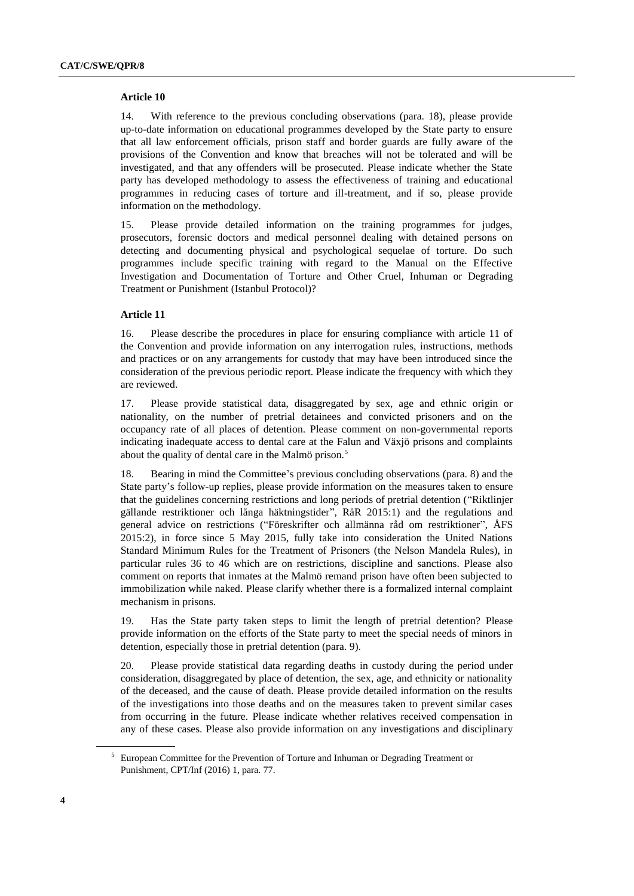### Article 10

14. With reference to the previous concluding observations (para. 18), please provide up-to-date information on educational programmes developed by the State party to ensure that all law enforcement officials, prison staff and border guards are fully aware of the provisions of the Convention and know that breaches will not be tolerated and will be investigated, and that any offenders will be prosecuted. Please indicate whether the State party has developed methodology to assess the effectiveness of training and educational programmes in reducing cases of torture and ill-treatment, and if so, please provide information on the methodology.

15. Please provide detailed information on the training programmes for judges, prosecutors, forensic doctors and medical personnel dealing with detained persons on detecting and documenting physical and psychological sequelae of torture. Do such programmes include specific training with regard to the Manual on the Effective Investigation and Documentation of Torture and Other Cruel, Inhuman or Degrading Treatment or Punishment (Istanbul Protocol)?

### Article 11

16. Please describe the procedures in place for ensuring compliance with article 11 of the Convention and provide information on any interrogation rules, instructions, methods and practices or on any arrangements for custody that may have been introduced since the consideration of the previous periodic report. Please indicate the frequency with which they are reviewed.

17. Please provide statistical data, disaggregated by sex, age and ethnic origin or nationality, on the number of pretrial detainees and convicted prisoners and on the occupancy rate of all places of detention. Please comment on non-governmental reports indicating inadequate access to dental care at the Falun and Växjö prisons and complaints about the quality of dental care in the Malmö prison.[5]

18. Bearing in mind the Committee's previous concluding observations (para. 8) and the State party's follow-up replies, please provide information on the measures taken to ensure that the guidelines concerning restrictions and long periods of pretrial detention ("Riktlinjer gällande restriktioner och långa häktningstider", RåR 2015:1) and the regulations and general advice on restrictions ("Föreskrifter och allmänna råd om restriktioner", ÅFS 2015:2), in force since 5 May 2015, fully take into consideration the United Nations Standard Minimum Rules for the Treatment of Prisoners (the Nelson Mandela Rules), in particular rules 36 to 46 which are on restrictions, discipline and sanctions. Please also comment on reports that inmates at the Malmö remand prison have often been subjected to immobilization while naked. Please clarify whether there is a formalized internal complaint mechanism in prisons.

19. Has the State party taken steps to limit the length of pretrial detention? Please provide information on the efforts of the State party to meet the special needs of minors in detention, especially those in pretrial detention (para. 9).

20. Please provide statistical data regarding deaths in custody during the period under consideration, disaggregated by place of detention, the sex, age, and ethnicity or nationality of the deceased, and the cause of death. Please provide detailed information on the results of the investigations into those deaths and on the measures taken to prevent similar cases from occurring in the future. Please indicate whether relatives received compensation in any of these cases. Please also provide information on any investigations and disciplinary

[5] European Committee for the Prevention of Torture and Inhuman or Degrading Treatment or Punishment, CPT/Inf (2016) 1, para. 77.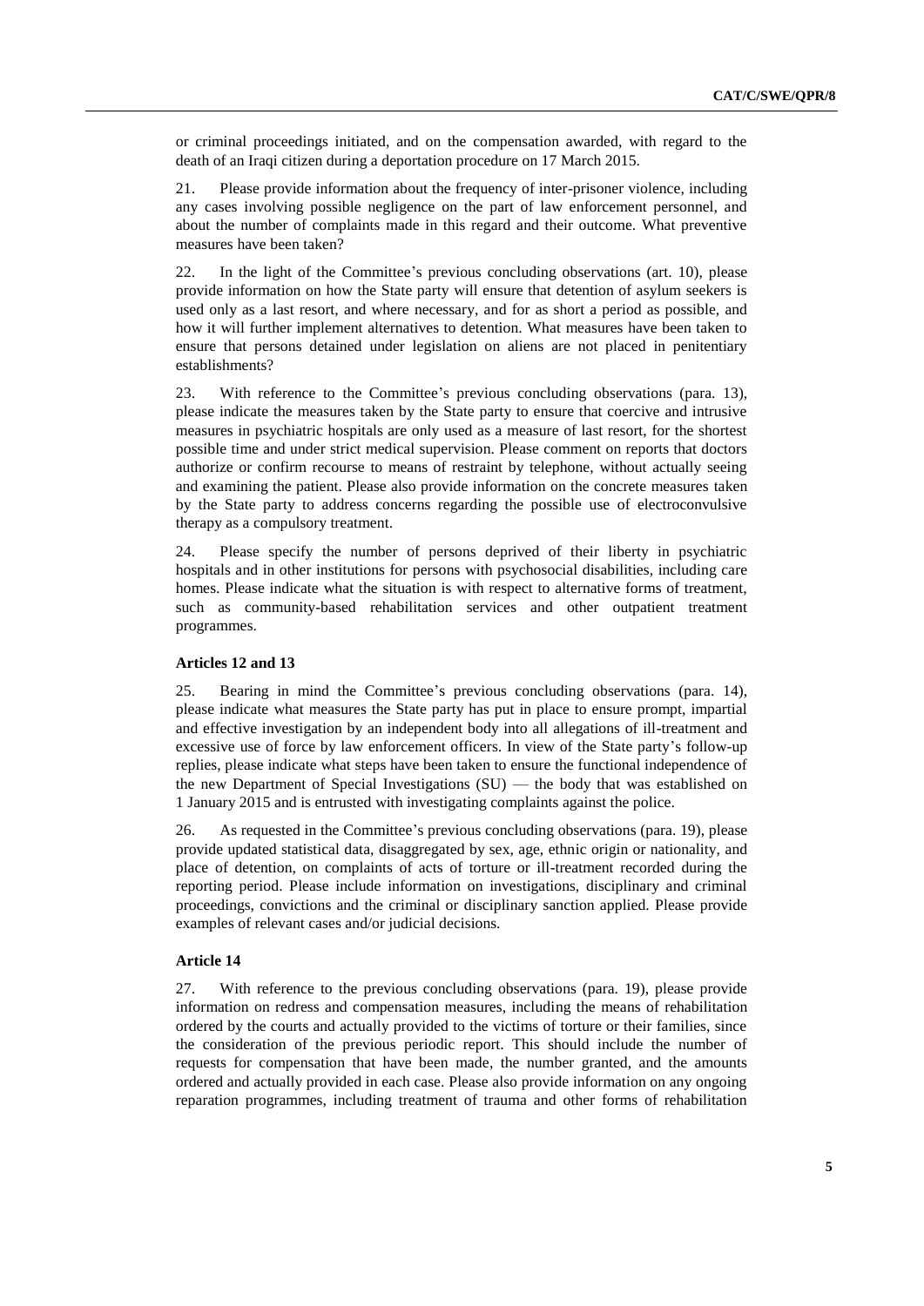or criminal proceedings initiated, and on the compensation awarded, with regard to the death of an Iraqi citizen during a deportation procedure on 17 March 2015.

21. Please provide information about the frequency of inter-prisoner violence, including any cases involving possible negligence on the part of law enforcement personnel, and about the number of complaints made in this regard and their outcome. What preventive measures have been taken?

22. In the light of the Committee's previous concluding observations (art. 10), please provide information on how the State party will ensure that detention of asylum seekers is used only as a last resort, and where necessary, and for as short a period as possible, and how it will further implement alternatives to detention. What measures have been taken to ensure that persons detained under legislation on aliens are not placed in penitentiary establishments?

23. With reference to the Committee's previous concluding observations (para. 13), please indicate the measures taken by the State party to ensure that coercive and intrusive measures in psychiatric hospitals are only used as a measure of last resort, for the shortest possible time and under strict medical supervision. Please comment on reports that doctors authorize or confirm recourse to means of restraint by telephone, without actually seeing and examining the patient. Please also provide information on the concrete measures taken by the State party to address concerns regarding the possible use of electroconvulsive therapy as a compulsory treatment.

24. Please specify the number of persons deprived of their liberty in psychiatric hospitals and in other institutions for persons with psychosocial disabilities, including care homes. Please indicate what the situation is with respect to alternative forms of treatment, such as community-based rehabilitation services and other outpatient treatment programmes.

### Articles 12 and 13

25. Bearing in mind the Committee's previous concluding observations (para. 14), please indicate what measures the State party has put in place to ensure prompt, impartial and effective investigation by an independent body into all allegations of ill-treatment and excessive use of force by law enforcement officers. In view of the State party's follow-up replies, please indicate what steps have been taken to ensure the functional independence of the new Department of Special Investigations (SU) — the body that was established on 1 January 2015 and is entrusted with investigating complaints against the police.

26. As requested in the Committee's previous concluding observations (para. 19), please provide updated statistical data, disaggregated by sex, age, ethnic origin or nationality, and place of detention, on complaints of acts of torture or ill-treatment recorded during the reporting period. Please include information on investigations, disciplinary and criminal proceedings, convictions and the criminal or disciplinary sanction applied. Please provide examples of relevant cases and/or judicial decisions.

### Article 14

27. With reference to the previous concluding observations (para. 19), please provide information on redress and compensation measures, including the means of rehabilitation ordered by the courts and actually provided to the victims of torture or their families, since the consideration of the previous periodic report. This should include the number of requests for compensation that have been made, the number granted, and the amounts ordered and actually provided in each case. Please also provide information on any ongoing reparation programmes, including treatment of trauma and other forms of rehabilitation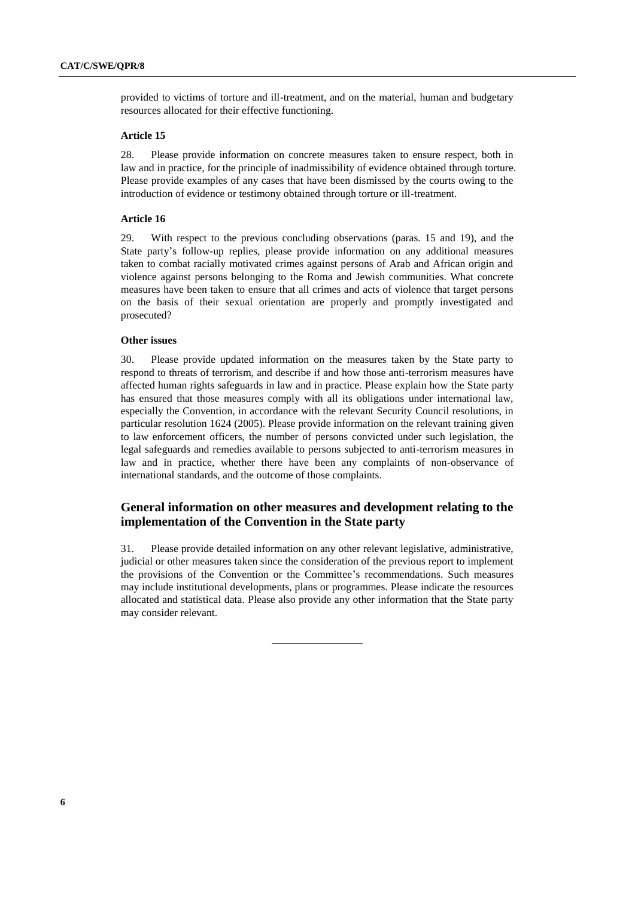provided to victims of torture and ill-treatment, and on the material, human and budgetary resources allocated for their effective functioning.

### Article 15

28. Please provide information on concrete measures taken to ensure respect, both in law and in practice, for the principle of inadmissibility of evidence obtained through torture. Please provide examples of any cases that have been dismissed by the courts owing to the introduction of evidence or testimony obtained through torture or ill-treatment.

### Article 16

29. With respect to the previous concluding observations (paras. 15 and 19), and the State party's follow-up replies, please provide information on any additional measures taken to combat racially motivated crimes against persons of Arab and African origin and violence against persons belonging to the Roma and Jewish communities. What concrete measures have been taken to ensure that all crimes and acts of violence that target persons on the basis of their sexual orientation are properly and promptly investigated and prosecuted?

### Other issues

30. Please provide updated information on the measures taken by the State party to respond to threats of terrorism, and describe if and how those anti-terrorism measures have affected human rights safeguards in law and in practice. Please explain how the State party has ensured that those measures comply with all its obligations under international law, especially the Convention, in accordance with the relevant Security Council resolutions, in particular resolution 1624 (2005). Please provide information on the relevant training given to law enforcement officers, the number of persons convicted under such legislation, the legal safeguards and remedies available to persons subjected to anti-terrorism measures in law and in practice, whether there have been any complaints of non-observance of international standards, and the outcome of those complaints.

## General information on other measures and development relating to the implementation of the Convention in the State party

31. Please provide detailed information on any other relevant legislative, administrative, judicial or other measures taken since the consideration of the previous report to implement the provisions of the Convention or the Committee's recommendations. Such measures may include institutional developments, plans or programmes. Please indicate the resources allocated and statistical data. Please also provide any other information that the State party may consider relevant.